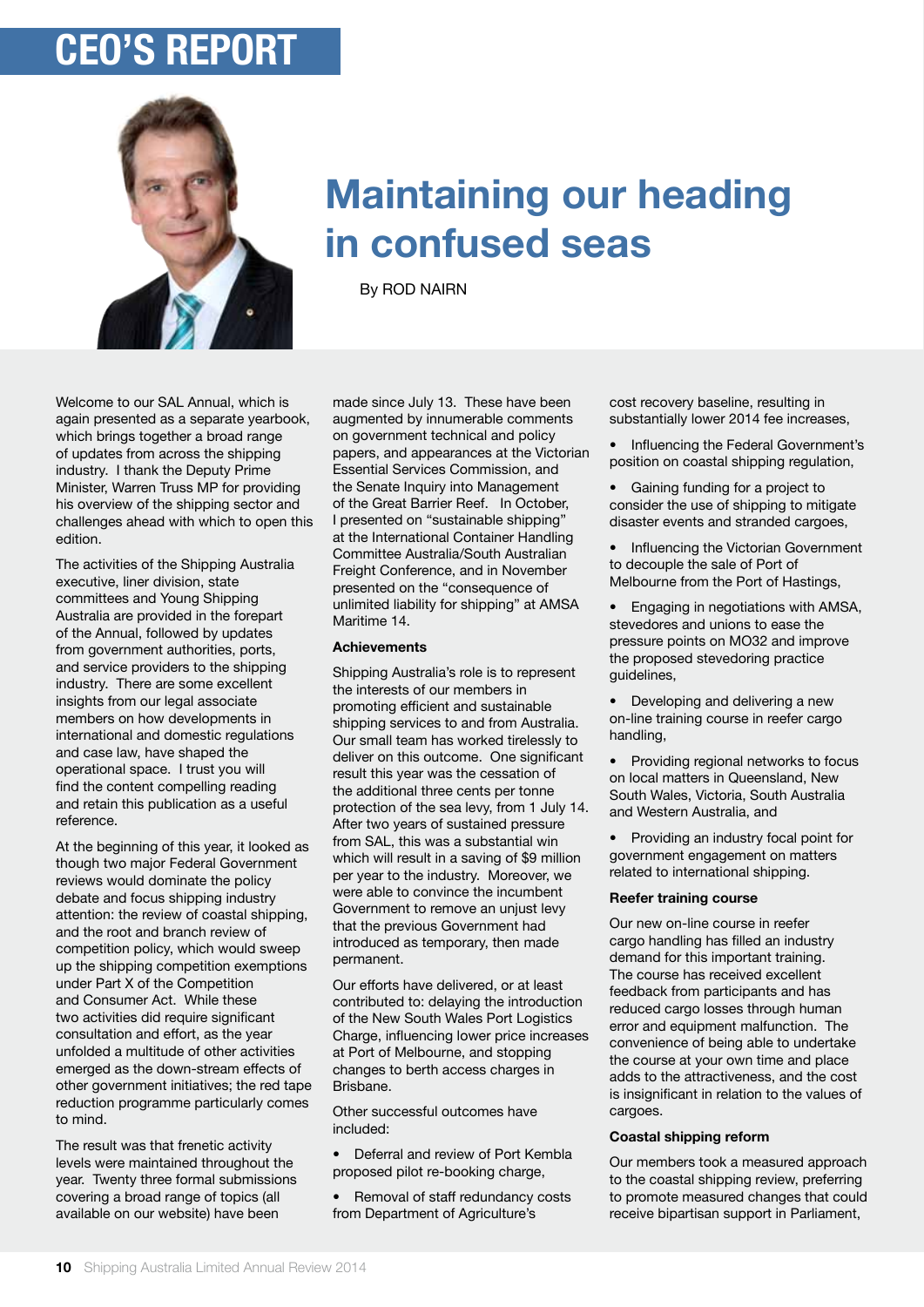# CEO'S REPORT

## Maintaining our heading in confused seas

By ROD NAIRN

Welcome to our SAL Annual, which is again presented as a separate yearbook, which brings together a broad range of updates from across the shipping industry. I thank the Deputy Prime Minister, Warren Truss MP for providing his overview of the shipping sector and challenges ahead with which to open this edition.

The activities of the Shipping Australia executive, liner division, state committees and Young Shipping Australia are provided in the forepart of the Annual, followed by updates from government authorities, ports, and service providers to the shipping industry. There are some excellent insights from our legal associate members on how developments in international and domestic regulations and case law, have shaped the operational space. I trust you will find the content compelling reading and retain this publication as a useful reference.

At the beginning of this year, it looked as though two major Federal Government reviews would dominate the policy debate and focus shipping industry attention: the review of coastal shipping, and the root and branch review of competition policy, which would sweep up the shipping competition exemptions under Part X of the Competition and Consumer Act. While these two activities did require significant consultation and effort, as the year unfolded a multitude of other activities emerged as the down-stream effects of other government initiatives; the red tape reduction programme particularly comes to mind.

The result was that frenetic activity levels were maintained throughout the year. Twenty three formal submissions covering a broad range of topics (all available on our website) have been made since July 13. These have been augmented by innumerable comments on government technical and policy papers, and appearances at the Victorian Essential Services Commission, and the Senate Inquiry into Management of the Great Barrier Reef. In October, I presented on "sustainable shipping" at the International Container Handling Committee Australia/South Australian Freight Conference, and in November presented on the "consequence of unlimited liability for shipping" at AMSA Maritime 14.

### Achievements

Shipping Australia's role is to represent the interests of our members in promoting efficient and sustainable shipping services to and from Australia. Our small team has worked tirelessly to deliver on this outcome. One significant result this year was the cessation of the additional three cents per tonne protection of the sea levy, from 1 July 14. After two years of sustained pressure from SAL, this was a substantial win which will result in a saving of $9 million per year to the industry. Moreover, we were able to convince the incumbent Government to remove an unjust levy that the previous Government had introduced as temporary, then made permanent.

Our efforts have delivered, or at least contributed to: delaying the introduction of the New South Wales Port Logistics Charge, influencing lower price increases at Port of Melbourne, and stopping changes to berth access charges in Brisbane.

Other successful outcomes have included:

- Deferral and review of Port Kembla proposed pilot re-booking charge,
- Removal of staff redundancy costs from Department of Agriculture's cost recovery baseline, resulting in substantially lower 2014 fee increases,
- Influencing the Federal Government's position on coastal shipping regulation,
- Gaining funding for a project to consider the use of shipping to mitigate disaster events and stranded cargoes,
- Influencing the Victorian Government to decouple the sale of Port of Melbourne from the Port of Hastings,
- Engaging in negotiations with AMSA, stevedores and unions to ease the pressure points on MO32 and improve the proposed stevedoring practice guidelines,
- Developing and delivering a new on-line training course in reefer cargo handling,
- Providing regional networks to focus on local matters in Queensland, New South Wales, Victoria, South Australia and Western Australia, and
- Providing an industry focal point for government engagement on matters related to international shipping.

### Reefer training course

Our new on-line course in reefer cargo handling has filled an industry demand for this important training. The course has received excellent feedback from participants and has reduced cargo losses through human error and equipment malfunction. The convenience of being able to undertake the course at your own time and place adds to the attractiveness, and the cost is insignificant in relation to the values of cargoes.

### Coastal shipping reform

Our members took a measured approach to the coastal shipping review, preferring to promote measured changes that could receive bipartisan support in Parliament,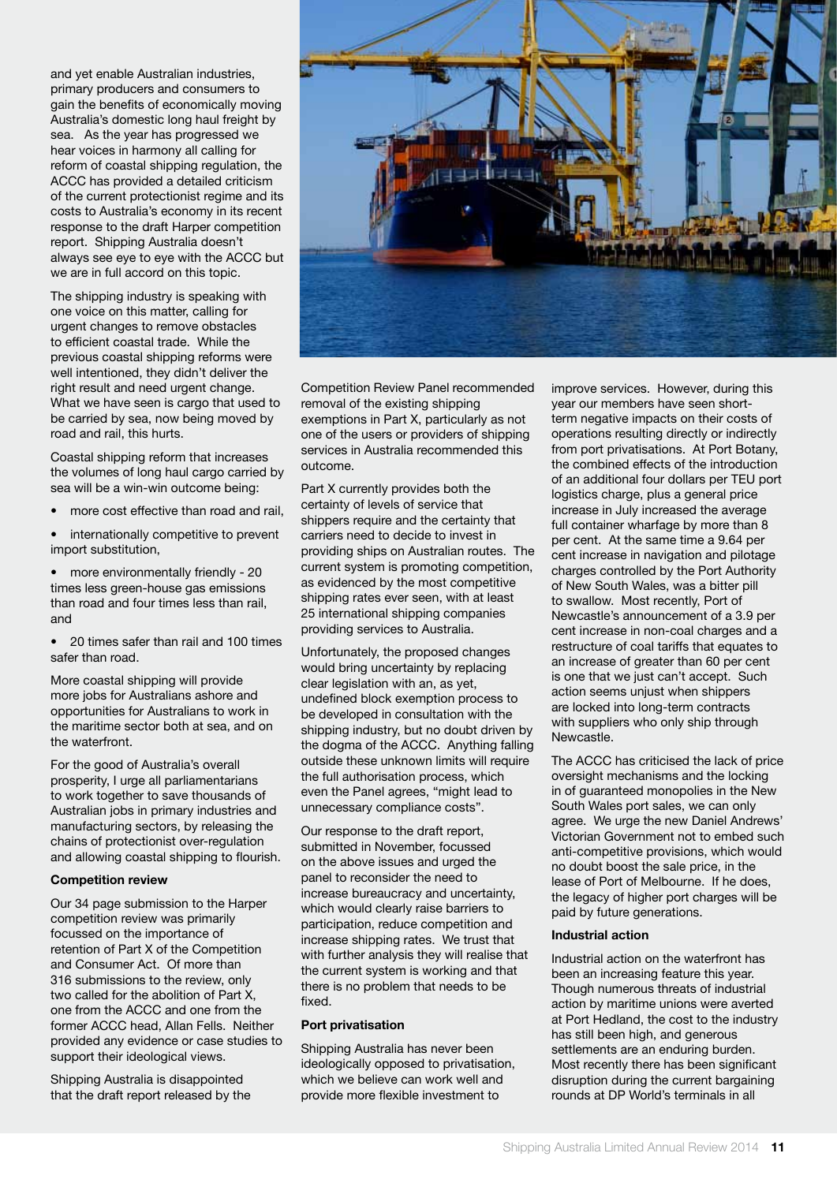and yet enable Australian industries, primary producers and consumers to gain the benefits of economically moving Australia's domestic long haul freight by sea. As the year has progressed we hear voices in harmony all calling for reform of coastal shipping regulation, the ACCC has provided a detailed criticism of the current protectionist regime and its costs to Australia's economy in its recent response to the draft Harper competition report. Shipping Australia doesn't always see eye to eye with the ACCC but we are in full accord on this topic.

The shipping industry is speaking with one voice on this matter, calling for urgent changes to remove obstacles to efficient coastal trade. While the previous coastal shipping reforms were well intentioned, they didn't deliver the right result and need urgent change. What we have seen is cargo that used to be carried by sea, now being moved by road and rail, this hurts.

Coastal shipping reform that increases the volumes of long haul cargo carried by sea will be a win-win outcome being:

- more cost effective than road and rail,
- internationally competitive to prevent import substitution,
- more environmentally friendly - 20 times less green-house gas emissions than road and four times less than rail, and
- 20 times safer than rail and 100 times safer than road.

More coastal shipping will provide more jobs for Australians ashore and opportunities for Australians to work in the maritime sector both at sea, and on the waterfront.

For the good of Australia's overall prosperity, I urge all parliamentarians to work together to save thousands of Australian jobs in primary industries and manufacturing sectors, by releasing the chains of protectionist over-regulation and allowing coastal shipping to flourish.

**Competition review**

Our 34 page submission to the Harper competition review was primarily focussed on the importance of retention of Part X of the Competition and Consumer Act. Of more than 316 submissions to the review, only two called for the abolition of Part X, one from the ACCC and one from the former ACCC head, Allan Fells. Neither provided any evidence or case studies to support their ideological views.

Shipping Australia is disappointed that the draft report released by the Competition Review Panel recommended removal of the existing shipping exemptions in Part X, particularly as not one of the users or providers of shipping services in Australia recommended this outcome.

Part X currently provides both the certainty of levels of service that shippers require and the certainty that carriers need to decide to invest in providing ships on Australian routes. The current system is promoting competition, as evidenced by the most competitive shipping rates ever seen, with at least 25 international shipping companies providing services to Australia.

Unfortunately, the proposed changes would bring uncertainty by replacing clear legislation with an, as yet, undefined block exemption process to be developed in consultation with the shipping industry, but no doubt driven by the dogma of the ACCC. Anything falling outside these unknown limits will require the full authorisation process, which even the Panel agrees, "might lead to unnecessary compliance costs".

Our response to the draft report, submitted in November, focussed on the above issues and urged the panel to reconsider the need to increase bureaucracy and uncertainty, which would clearly raise barriers to participation, reduce competition and increase shipping rates. We trust that with further analysis they will realise that the current system is working and that there is no problem that needs to be fixed.

**Port privatisation**

Shipping Australia has never been ideologically opposed to privatisation, which we believe can work well and provide more flexible investment to improve services. However, during this year our members have seen short-term negative impacts on their costs of operations resulting directly or indirectly from port privatisations. At Port Botany, the combined effects of the introduction of an additional four dollars per TEU port logistics charge, plus a general price increase in July increased the average full container wharfage by more than 8 per cent. At the same time a 9.64 per cent increase in navigation and pilotage charges controlled by the Port Authority of New South Wales, was a bitter pill to swallow. Most recently, Port of Newcastle's announcement of a 3.9 per cent increase in non-coal charges and a restructure of coal tariffs that equates to an increase of greater than 60 per cent is one that we just can't accept. Such action seems unjust when shippers are locked into long-term contracts with suppliers who only ship through Newcastle.

The ACCC has criticised the lack of price oversight mechanisms and the locking in of guaranteed monopolies in the New South Wales port sales, we can only agree. We urge the new Daniel Andrews' Victorian Government not to embed such anti-competitive provisions, which would no doubt boost the sale price, in the lease of Port of Melbourne. If he does, the legacy of higher port charges will be paid by future generations.

**Industrial action**

Industrial action on the waterfront has been an increasing feature this year. Though numerous threats of industrial action by maritime unions were averted at Port Hedland, the cost to the industry has still been high, and generous settlements are an enduring burden. Most recently there has been significant disruption during the current bargaining rounds at DP World's terminals in all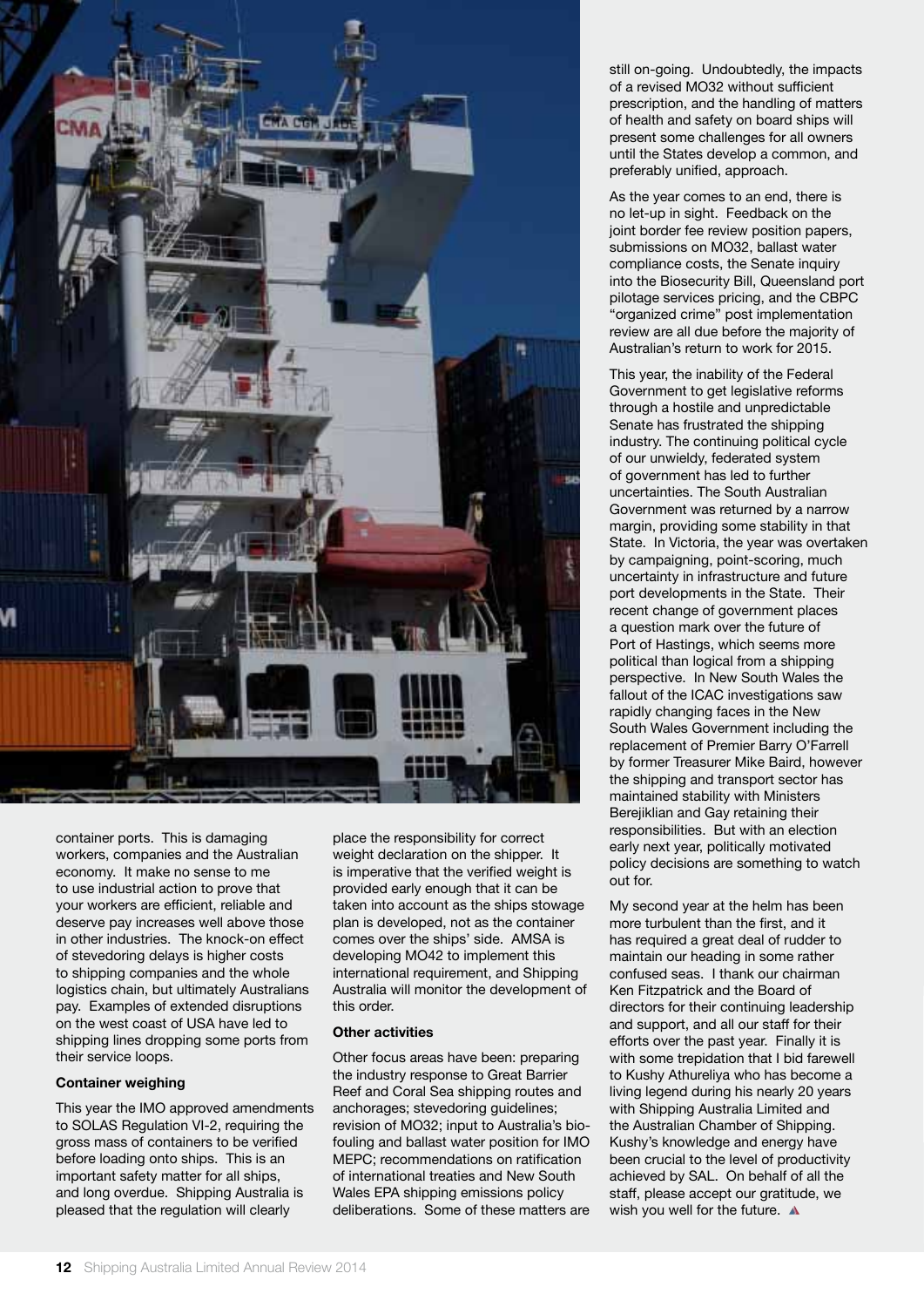container ports. This is damaging workers, companies and the Australian economy. It make no sense to me to use industrial action to prove that your workers are efficient, reliable and deserve pay increases well above those in other industries. The knock-on effect of stevedoring delays is higher costs to shipping companies and the whole logistics chain, but ultimately Australians pay. Examples of extended disruptions on the west coast of USA have led to shipping lines dropping some ports from their service loops.

**Container weighing**

This year the IMO approved amendments to SOLAS Regulation VI-2, requiring the gross mass of containers to be verified before loading onto ships. This is an important safety matter for all ships, and long overdue. Shipping Australia is pleased that the regulation will clearly place the responsibility for correct weight declaration on the shipper. It is imperative that the verified weight is provided early enough that it can be taken into account as the ships stowage plan is developed, not as the container comes over the ships' side. AMSA is developing MO42 to implement this international requirement, and Shipping Australia will monitor the development of this order.

**Other activities**

Other focus areas have been: preparing the industry response to Great Barrier Reef and Coral Sea shipping routes and anchorages; stevedoring guidelines; revision of MO32; input to Australia's bio-fouling and ballast water position for IMO MEPC; recommendations on ratification of international treaties and New South Wales EPA shipping emissions policy deliberations. Some of these matters are still on-going. Undoubtedly, the impacts of a revised MO32 without sufficient prescription, and the handling of matters of health and safety on board ships will present some challenges for all owners until the States develop a common, and preferably unified, approach.

As the year comes to an end, there is no let-up in sight. Feedback on the joint border fee review position papers, submissions on MO32, ballast water compliance costs, the Senate inquiry into the Biosecurity Bill, Queensland port pilotage services pricing, and the CBPC "organized crime" post implementation review are all due before the majority of Australian's return to work for 2015.

This year, the inability of the Federal Government to get legislative reforms through a hostile and unpredictable Senate has frustrated the shipping industry. The continuing political cycle of our unwieldy, federated system of government has led to further uncertainties. The South Australian Government was returned by a narrow margin, providing some stability in that State. In Victoria, the year was overtaken by campaigning, point-scoring, much uncertainty in infrastructure and future port developments in the State. Their recent change of government places a question mark over the future of Port of Hastings, which seems more political than logical from a shipping perspective. In New South Wales the fallout of the ICAC investigations saw rapidly changing faces in the New South Wales Government including the replacement of Premier Barry O'Farrell by former Treasurer Mike Baird, however the shipping and transport sector has maintained stability with Ministers Berejiklian and Gay retaining their responsibilities. But with an election early next year, politically motivated policy decisions are something to watch out for.

My second year at the helm has been more turbulent than the first, and it has required a great deal of rudder to maintain our heading in some rather confused seas. I thank our chairman Ken Fitzpatrick and the Board of directors for their continuing leadership and support, and all our staff for their efforts over the past year. Finally it is with some trepidation that I bid farewell to Kushy Athureliya who has become a living legend during his nearly 20 years with Shipping Australia Limited and the Australian Chamber of Shipping. Kushy's knowledge and energy have been crucial to the level of productivity achieved by SAL. On behalf of all the staff, please accept our gratitude, we wish you well for the future.